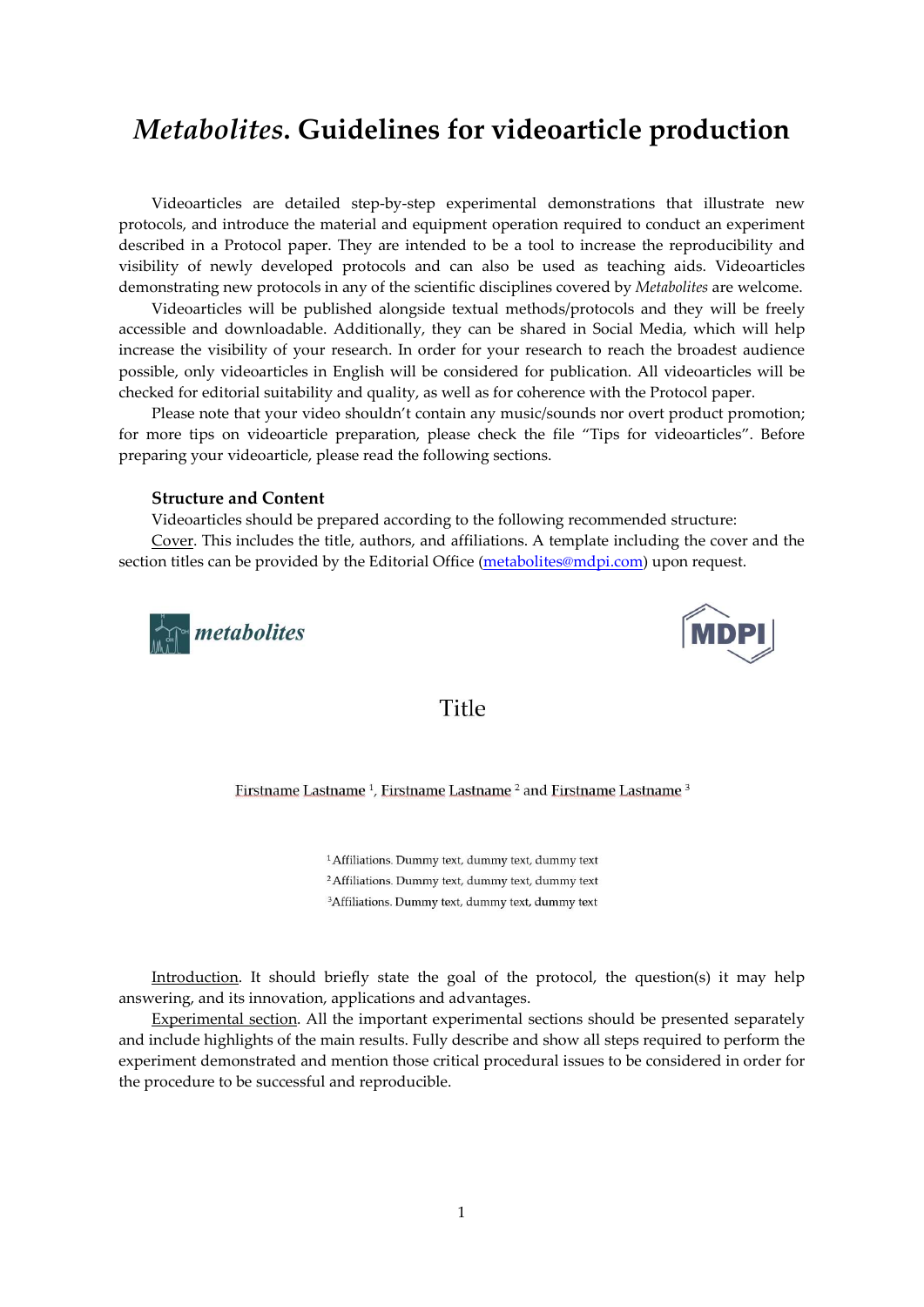# *Metabolites*. Guidelines for videoarticle production

Videoarticles are detailed step-by-step experimental demonstrations that illustrate new protocols, and introduce the material and equipment operation required to conduct an experiment described in a Protocol paper. They are intended to be a tool to increase the reproducibility and visibility of newly developed protocols and can also be used as teaching aids. Videoarticles demonstrating new protocols in any of the scientific disciplines covered by *Metabolites* are welcome.

Videoarticles will be published alongside textual methods/protocols and they will be freely accessible and downloadable. Additionally, they can be shared in Social Media, which will help increase the visibility of your research. In order for your research to reach the broadest audience possible, only videoarticles in English will be considered for publication. All videoarticles will be checked for editorial suitability and quality, as well as for coherence with the Protocol paper.

Please note that your video shouldn't contain any music/sounds nor overt product promotion; for more tips on videoarticle preparation, please check the file "Tips for videoarticles". Before preparing your videoarticle, please read the following sections.

**Structure and Content**

Videoarticles should be prepared according to the following recommended structure:

Cover. This includes the title, authors, and affiliations. A template including the cover and the section titles can be provided by the Editorial Office (metabolites@mdpi.com) upon request.

metabolites

MDPI

Title

Firstname Lastname [1], Firstname Lastname [2] and Firstname Lastname [3]

[1] Affiliations. Dummy text, dummy text, dummy text
[2] Affiliations. Dummy text, dummy text, dummy text
[3] Affiliations. Dummy text, dummy text, dummy text

Introduction. It should briefly state the goal of the protocol, the question(s) it may help answering, and its innovation, applications and advantages.

Experimental section. All the important experimental sections should be presented separately and include highlights of the main results. Fully describe and show all steps required to perform the experiment demonstrated and mention those critical procedural issues to be considered in order for the procedure to be successful and reproducible.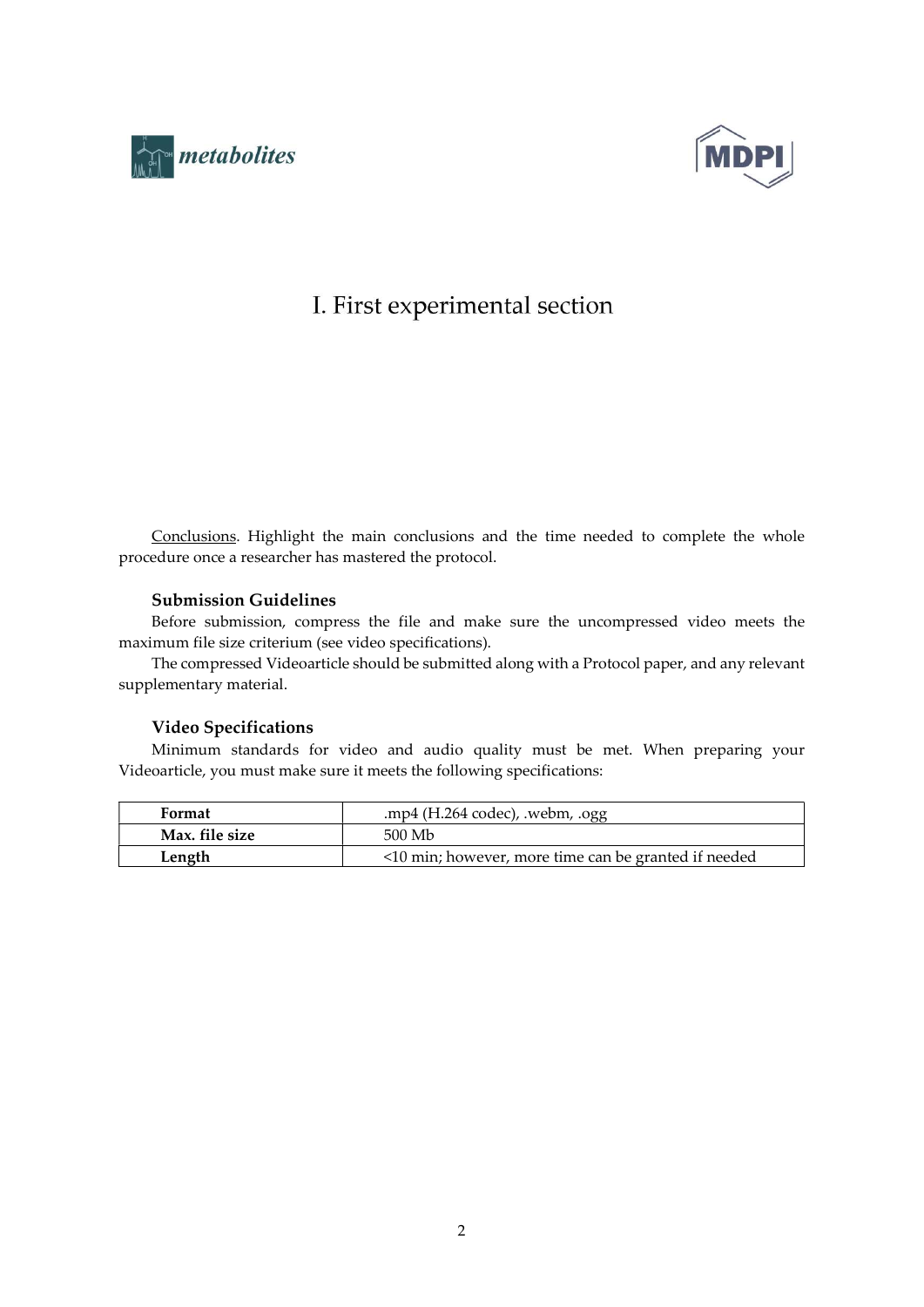# I. First experimental section

Conclusions. Highlight the main conclusions and the time needed to complete the whole procedure once a researcher has mastered the protocol.

### Submission Guidelines

Before submission, compress the file and make sure the uncompressed video meets the maximum file size criterium (see video specifications).

The compressed Videoarticle should be submitted along with a Protocol paper, and any relevant supplementary material.

### Video Specifications

Minimum standards for video and audio quality must be met. When preparing your Videoarticle, you must make sure it meets the following specifications:

| | |
|---|---|
| **Format** | .mp4 (H.264 codec), .webm, .ogg |
| **Max. file size** | 500 Mb |
| **Length** | <10 min; however, more time can be granted if needed |